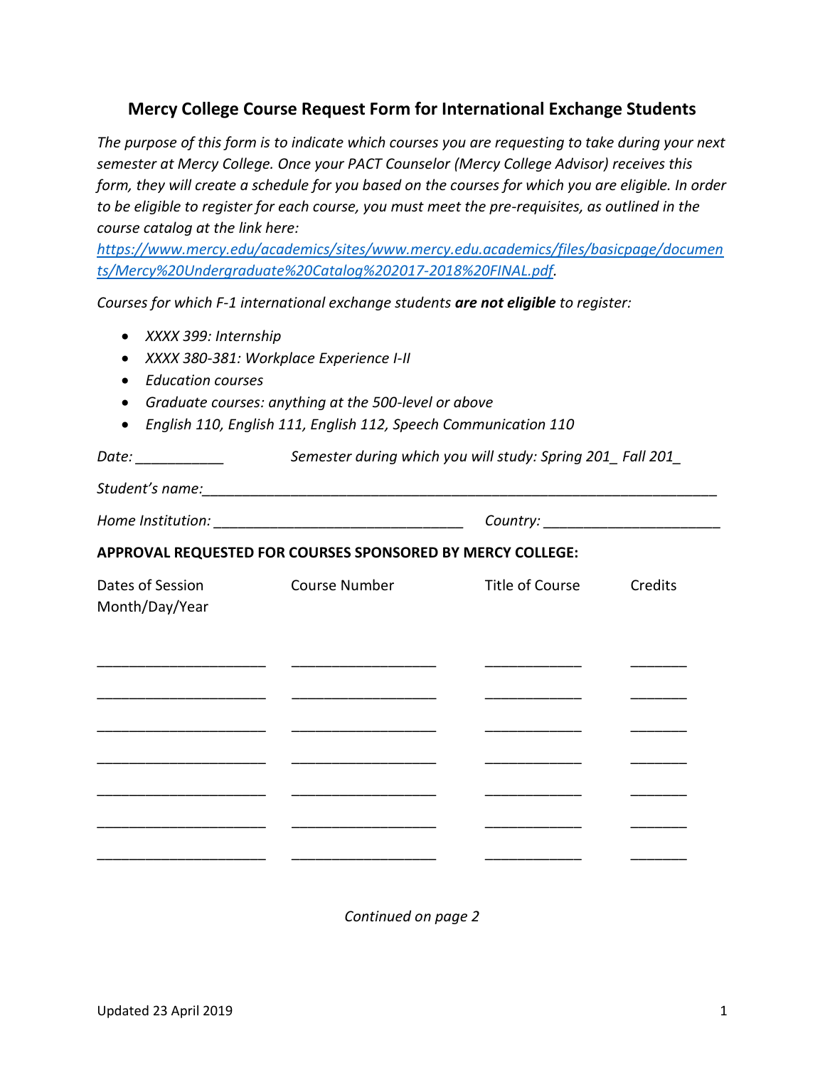# Mercy College Course Request Form for International Exchange Students

*The purpose of this form is to indicate which courses you are requesting to take during your next semester at Mercy College. Once your PACT Counselor (Mercy College Advisor) receives this form, they will create a schedule for you based on the courses for which you are eligible. In order to be eligible to register for each course, you must meet the pre-requisites, as outlined in the course catalog at the link here: [https://www.mercy.edu/academics/sites/www.mercy.edu.academics/files/basicpage/documents/Mercy%20Undergraduate%20Catalog%202017-2018%20FINAL.pdf](https://www.mercy.edu/academics/sites/www.mercy.edu.academics/files/basicpage/documents/Mercy%20Undergraduate%20Catalog%202017-2018%20FINAL.pdf).*

*Courses for which F-1 international exchange students **are not eligible** to register:*

- *XXXX 399: Internship*
- *XXXX 380-381: Workplace Experience I-II*
- *Education courses*
- *Graduate courses: anything at the 500-level or above*
- *English 110, English 111, English 112, Speech Communication 110*

*Date:* ___________ *Semester during which you will study: Spring 201_ Fall 201_*

*Student's name:*_______________________________________________________________

*Home Institution:* _______________________________ *Country:* ____________________

**APPROVAL REQUESTED FOR COURSES SPONSORED BY MERCY COLLEGE:**

| Dates of Session Month/Day/Year | Course Number | Title of Course | Credits |
|---|---|---|---|
| | | | |
| | | | |
| | | | |
| | | | |
| | | | |
| | | | |
| | | | |

*Continued on page 2*

Updated 23 April 2019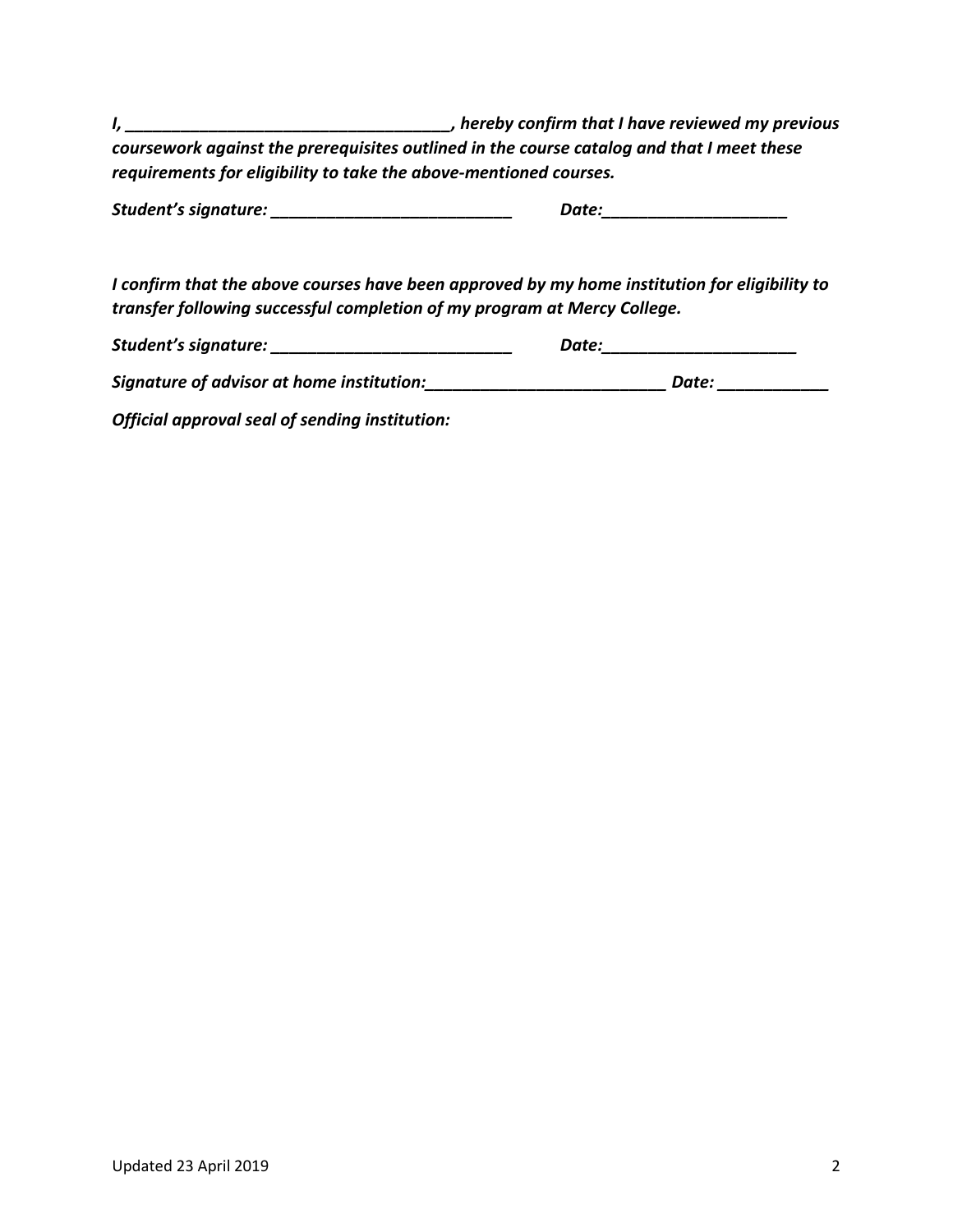*I, ___________________________________, hereby confirm that I have reviewed my previous coursework against the prerequisites outlined in the course catalog and that I meet these requirements for eligibility to take the above-mentioned courses.*

*Student's signature: __________________________ Date:____________________*

*I confirm that the above courses have been approved by my home institution for eligibility to transfer following successful completion of my program at Mercy College.*

*Student's signature: __________________________ Date:_____________________*

*Signature of advisor at home institution:__________________________ Date: ____________*

*Official approval seal of sending institution:*

Updated 23 April 2019